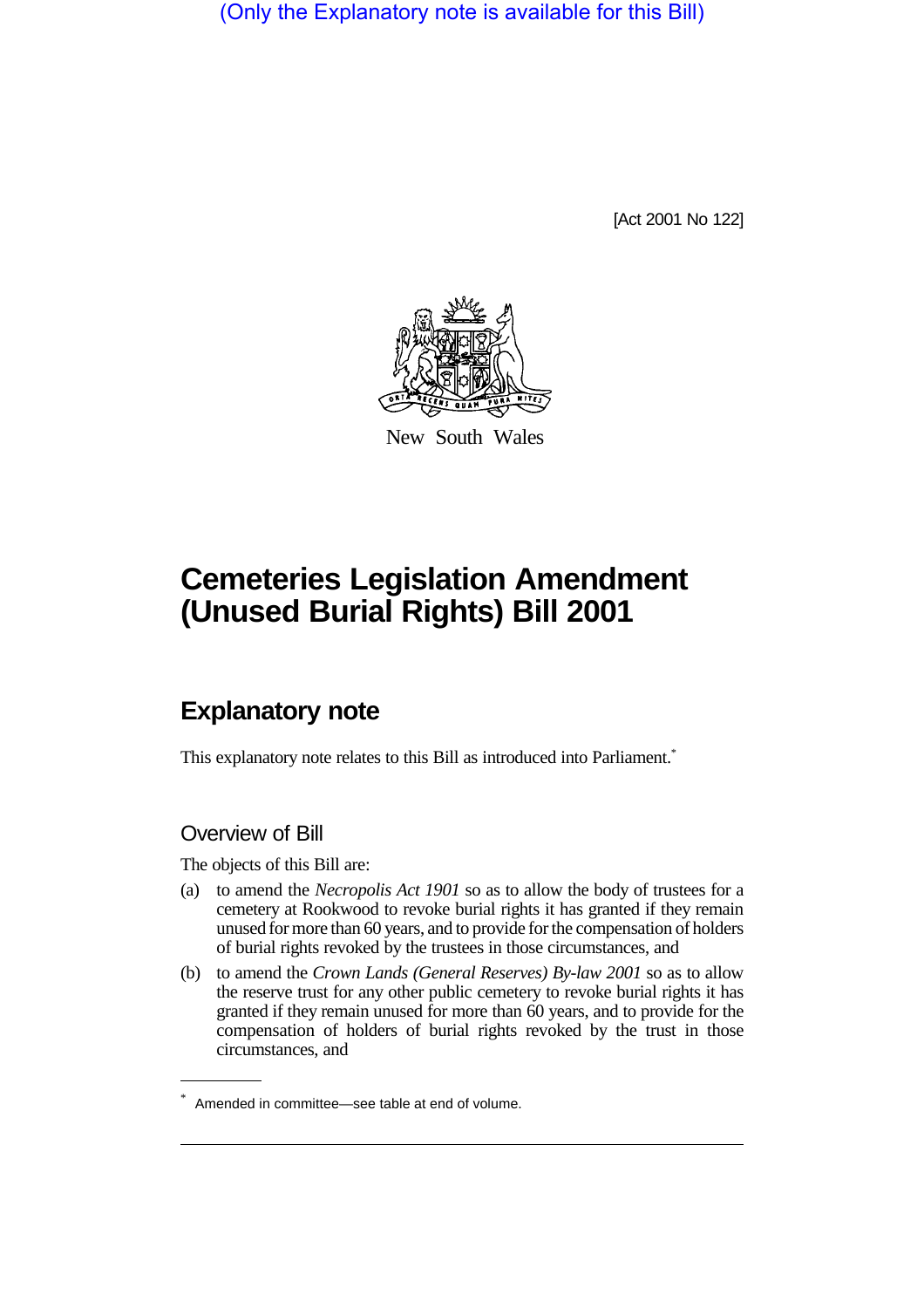(Only the Explanatory note is available for this Bill)

[Act 2001 No 122]

New South Wales

# Cemeteries Legislation Amendment (Unused Burial Rights) Bill 2001

## Explanatory note

This explanatory note relates to this Bill as introduced into Parliament.*

### Overview of Bill

The objects of this Bill are:

(a) to amend the *Necropolis Act 1901* so as to allow the body of trustees for a cemetery at Rookwood to revoke burial rights it has granted if they remain unused for more than 60 years, and to provide for the compensation of holders of burial rights revoked by the trustees in those circumstances, and

(b) to amend the *Crown Lands (General Reserves) By-law 2001* so as to allow the reserve trust for any other public cemetery to revoke burial rights it has granted if they remain unused for more than 60 years, and to provide for the compensation of holders of burial rights revoked by the trust in those circumstances, and

* Amended in committee—see table at end of volume.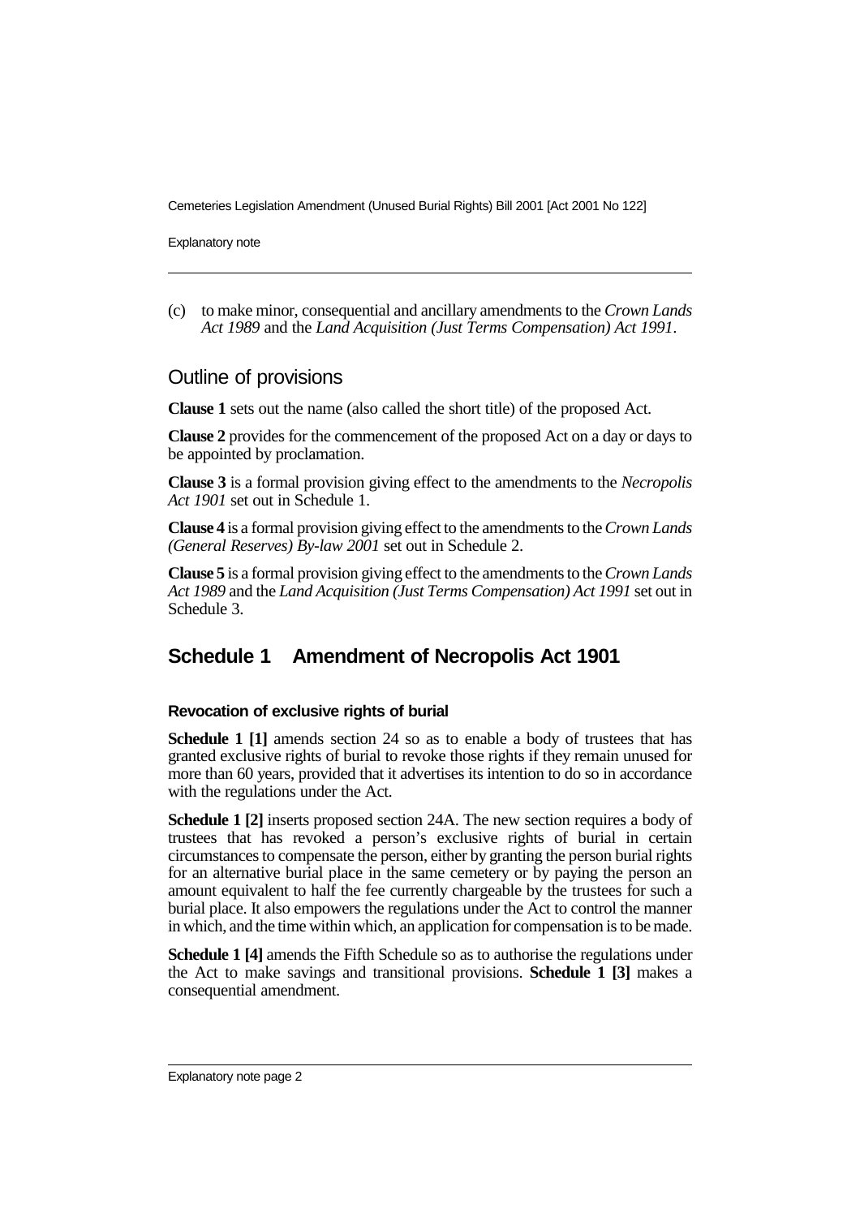(c) to make minor, consequential and ancillary amendments to the *Crown Lands Act 1989* and the *Land Acquisition (Just Terms Compensation) Act 1991*.

## Outline of provisions

**Clause 1** sets out the name (also called the short title) of the proposed Act.

**Clause 2** provides for the commencement of the proposed Act on a day or days to be appointed by proclamation.

**Clause 3** is a formal provision giving effect to the amendments to the *Necropolis Act 1901* set out in Schedule 1.

**Clause 4** is a formal provision giving effect to the amendments to the *Crown Lands (General Reserves) By-law 2001* set out in Schedule 2.

**Clause 5** is a formal provision giving effect to the amendments to the *Crown Lands Act 1989* and the *Land Acquisition (Just Terms Compensation) Act 1991* set out in Schedule 3.

## Schedule 1 Amendment of Necropolis Act 1901

### Revocation of exclusive rights of burial

**Schedule 1 [1]** amends section 24 so as to enable a body of trustees that has granted exclusive rights of burial to revoke those rights if they remain unused for more than 60 years, provided that it advertises its intention to do so in accordance with the regulations under the Act.

**Schedule 1 [2]** inserts proposed section 24A. The new section requires a body of trustees that has revoked a person's exclusive rights of burial in certain circumstances to compensate the person, either by granting the person burial rights for an alternative burial place in the same cemetery or by paying the person an amount equivalent to half the fee currently chargeable by the trustees for such a burial place. It also empowers the regulations under the Act to control the manner in which, and the time within which, an application for compensation is to be made.

**Schedule 1 [4]** amends the Fifth Schedule so as to authorise the regulations under the Act to make savings and transitional provisions. **Schedule 1 [3]** makes a consequential amendment.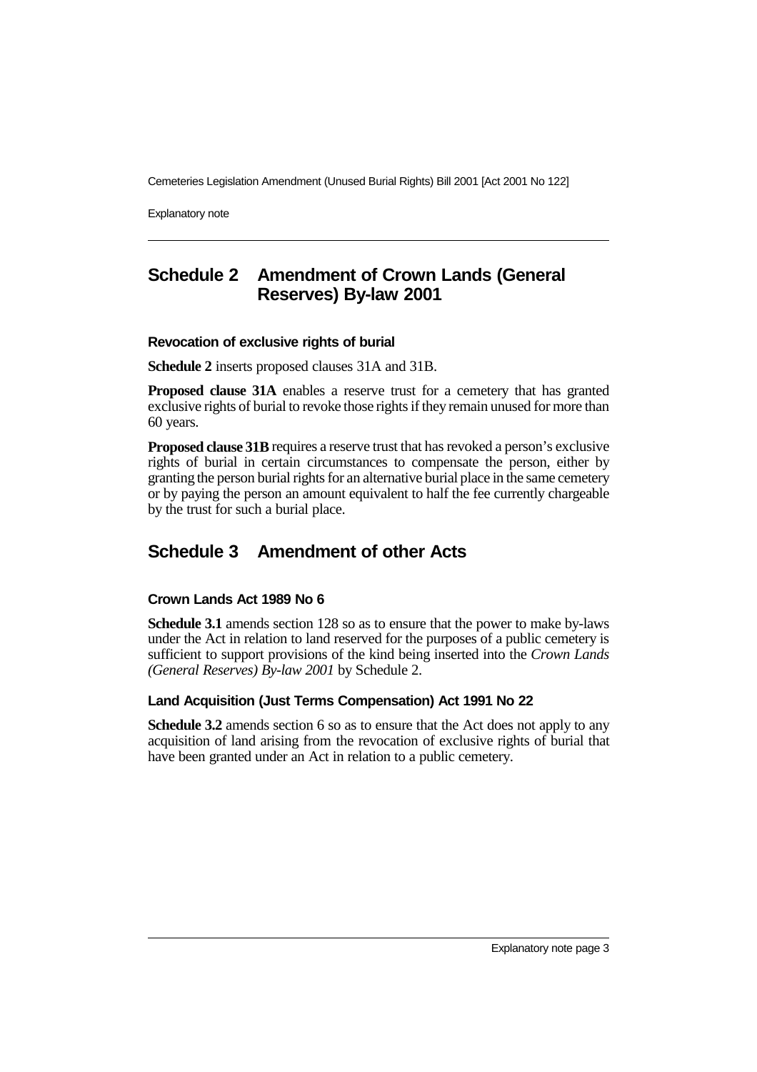## Schedule 2 Amendment of Crown Lands (General Reserves) By-law 2001

### Revocation of exclusive rights of burial

**Schedule 2** inserts proposed clauses 31A and 31B.

**Proposed clause 31A** enables a reserve trust for a cemetery that has granted exclusive rights of burial to revoke those rights if they remain unused for more than 60 years.

**Proposed clause 31B** requires a reserve trust that has revoked a person's exclusive rights of burial in certain circumstances to compensate the person, either by granting the person burial rights for an alternative burial place in the same cemetery or by paying the person an amount equivalent to half the fee currently chargeable by the trust for such a burial place.

## Schedule 3 Amendment of other Acts

### Crown Lands Act 1989 No 6

**Schedule 3.1** amends section 128 so as to ensure that the power to make by-laws under the Act in relation to land reserved for the purposes of a public cemetery is sufficient to support provisions of the kind being inserted into the *Crown Lands (General Reserves) By-law 2001* by Schedule 2.

### Land Acquisition (Just Terms Compensation) Act 1991 No 22

**Schedule 3.2** amends section 6 so as to ensure that the Act does not apply to any acquisition of land arising from the revocation of exclusive rights of burial that have been granted under an Act in relation to a public cemetery.